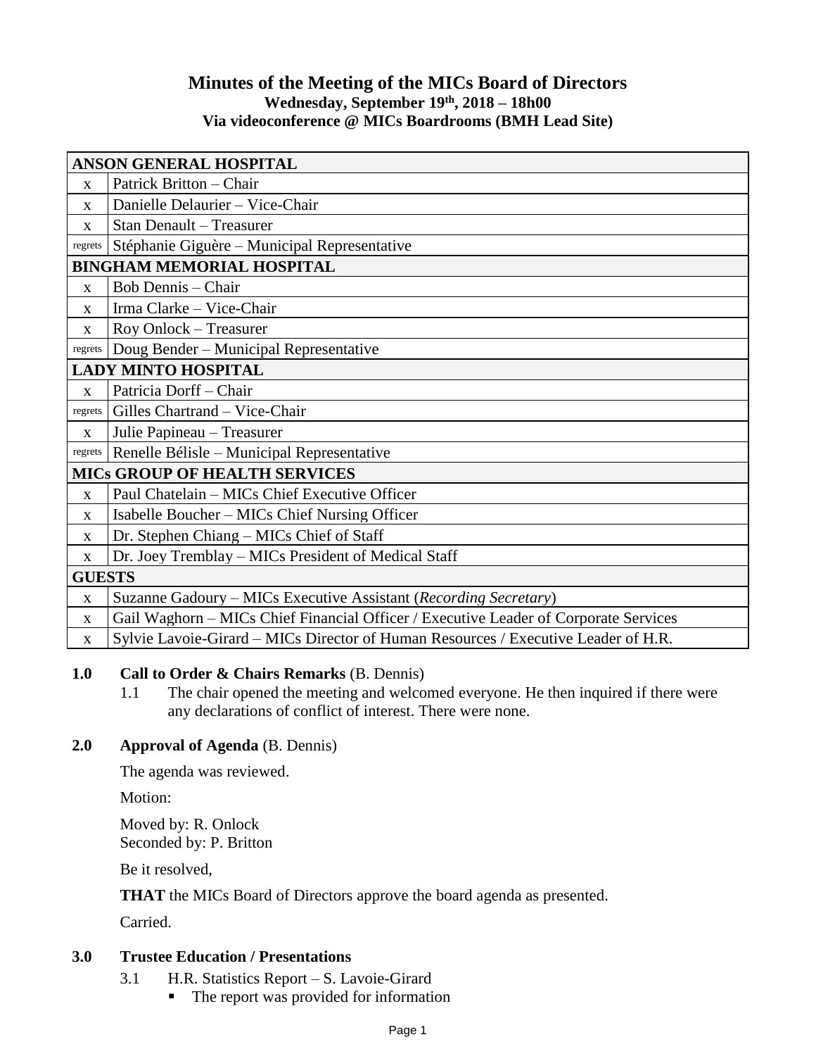# Minutes of the Meeting of the MICs Board of Directors

**Wednesday, September 19th, 2018 – 18h00**

**Via videoconference @ MICs Boardrooms (BMH Lead Site)**

| ANSON GENERAL HOSPITAL | |
|---|---|
| x | Patrick Britton – Chair |
| x | Danielle Delaurier – Vice-Chair |
| x | Stan Denault – Treasurer |
| regrets | Stéphanie Giguère – Municipal Representative |
| **BINGHAM MEMORIAL HOSPITAL** | |
| x | Bob Dennis – Chair |
| x | Irma Clarke – Vice-Chair |
| x | Roy Onlock – Treasurer |
| regrets | Doug Bender – Municipal Representative |
| **LADY MINTO HOSPITAL** | |
| x | Patricia Dorff – Chair |
| regrets | Gilles Chartrand – Vice-Chair |
| x | Julie Papineau – Treasurer |
| regrets | Renelle Bélisle – Municipal Representative |
| **MICs GROUP OF HEALTH SERVICES** | |
| x | Paul Chatelain – MICs Chief Executive Officer |
| x | Isabelle Boucher – MICs Chief Nursing Officer |
| x | Dr. Stephen Chiang – MICs Chief of Staff |
| x | Dr. Joey Tremblay – MICs President of Medical Staff |
| **GUESTS** | |
| x | Suzanne Gadoury – MICs Executive Assistant (*Recording Secretary*) |
| x | Gail Waghorn – MICs Chief Financial Officer / Executive Leader of Corporate Services |
| x | Sylvie Lavoie-Girard – MICs Director of Human Resources / Executive Leader of H.R. |

## 1.0 Call to Order & Chairs Remarks (B. Dennis)

1.1 The chair opened the meeting and welcomed everyone. He then inquired if there were any declarations of conflict of interest. There were none.

## 2.0 Approval of Agenda (B. Dennis)

The agenda was reviewed.

Motion:

Moved by: R. Onlock
Seconded by: P. Britton

Be it resolved,

**THAT** the MICs Board of Directors approve the board agenda as presented.

Carried.

## 3.0 Trustee Education / Presentations

3.1 H.R. Statistics Report – S. Lavoie-Girard

- The report was provided for information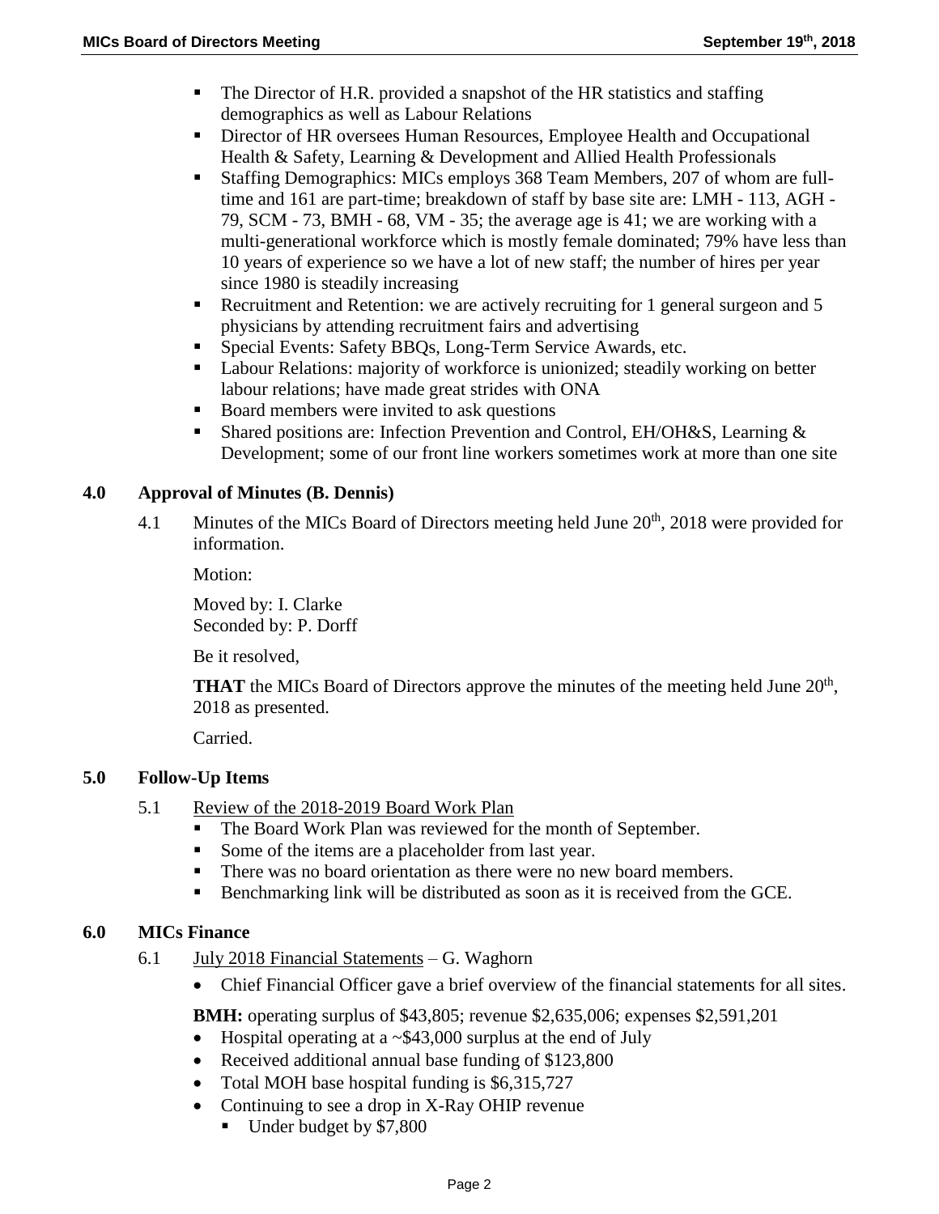- The Director of H.R. provided a snapshot of the HR statistics and staffing demographics as well as Labour Relations
- Director of HR oversees Human Resources, Employee Health and Occupational Health & Safety, Learning & Development and Allied Health Professionals
- Staffing Demographics: MICs employs 368 Team Members, 207 of whom are full-time and 161 are part-time; breakdown of staff by base site are: LMH - 113, AGH - 79, SCM - 73, BMH - 68, VM - 35; the average age is 41; we are working with a multi-generational workforce which is mostly female dominated; 79% have less than 10 years of experience so we have a lot of new staff; the number of hires per year since 1980 is steadily increasing
- Recruitment and Retention: we are actively recruiting for 1 general surgeon and 5 physicians by attending recruitment fairs and advertising
- Special Events: Safety BBQs, Long-Term Service Awards, etc.
- Labour Relations: majority of workforce is unionized; steadily working on better labour relations; have made great strides with ONA
- Board members were invited to ask questions
- Shared positions are: Infection Prevention and Control, EH/OH&S, Learning & Development; some of our front line workers sometimes work at more than one site

## 4.0 Approval of Minutes (B. Dennis)

4.1 Minutes of the MICs Board of Directors meeting held June 20th, 2018 were provided for information.

Motion:

Moved by: I. Clarke
Seconded by: P. Dorff

Be it resolved,

**THAT** the MICs Board of Directors approve the minutes of the meeting held June 20th, 2018 as presented.

Carried.

## 5.0 Follow-Up Items

5.1 Review of the 2018-2019 Board Work Plan

- The Board Work Plan was reviewed for the month of September.
- Some of the items are a placeholder from last year.
- There was no board orientation as there were no new board members.
- Benchmarking link will be distributed as soon as it is received from the GCE.

## 6.0 MICs Finance

6.1 July 2018 Financial Statements – G. Waghorn

- Chief Financial Officer gave a brief overview of the financial statements for all sites.

**BMH:** operating surplus of $43,805; revenue $2,635,006; expenses $2,591,201

- Hospital operating at a ~$43,000 surplus at the end of July
- Received additional annual base funding of $123,800
- Total MOH base hospital funding is $6,315,727
- Continuing to see a drop in X-Ray OHIP revenue
  - Under budget by $7,800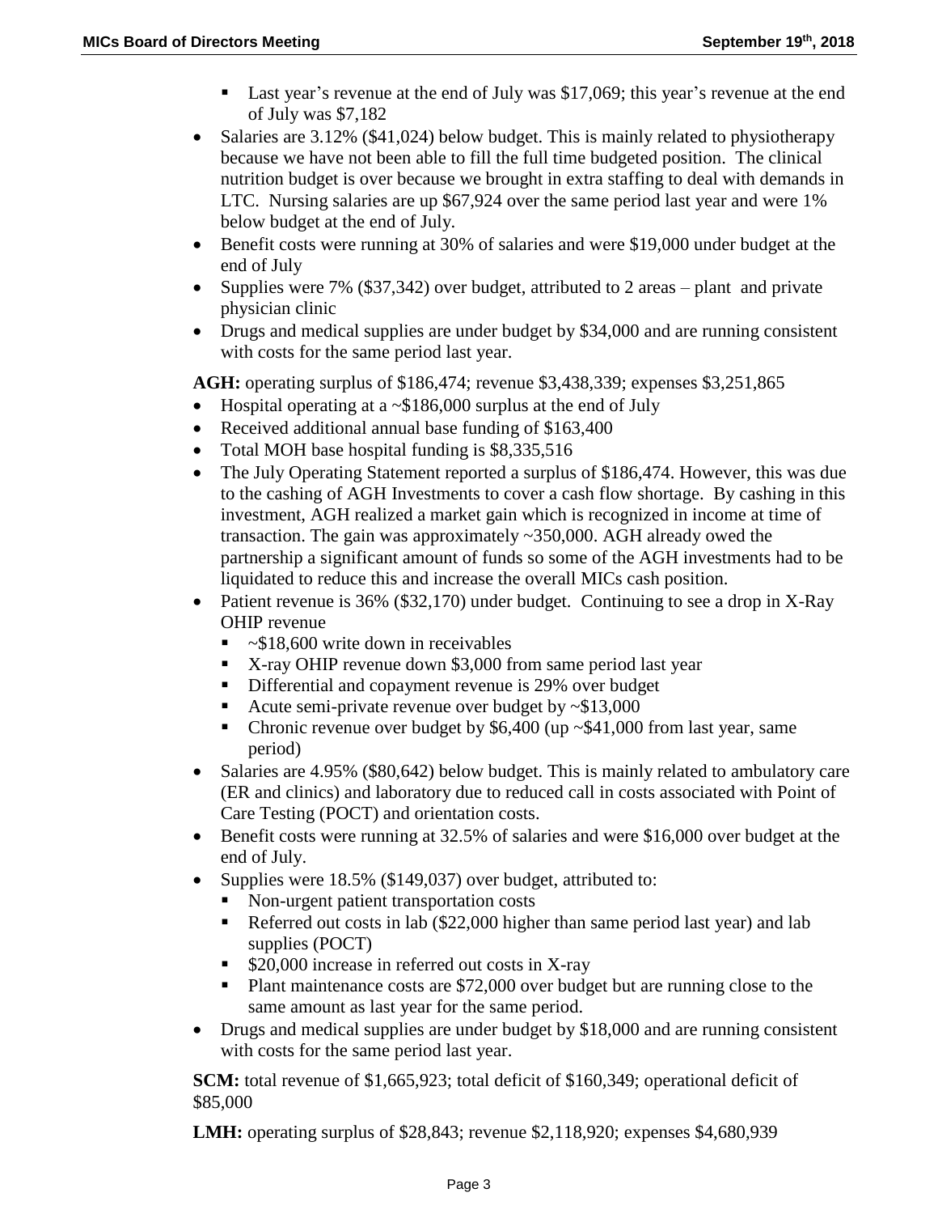- Last year's revenue at the end of July was $17,069; this year's revenue at the end of July was $7,182
- Salaries are 3.12% ($41,024) below budget. This is mainly related to physiotherapy because we have not been able to fill the full time budgeted position. The clinical nutrition budget is over because we brought in extra staffing to deal with demands in LTC. Nursing salaries are up $67,924 over the same period last year and were 1% below budget at the end of July.
- Benefit costs were running at 30% of salaries and were $19,000 under budget at the end of July
- Supplies were 7% ($37,342) over budget, attributed to 2 areas – plant and private physician clinic
- Drugs and medical supplies are under budget by $34,000 and are running consistent with costs for the same period last year.

**AGH:** operating surplus of $186,474; revenue $3,438,339; expenses $3,251,865

- Hospital operating at a ~$186,000 surplus at the end of July
- Received additional annual base funding of $163,400
- Total MOH base hospital funding is $8,335,516
- The July Operating Statement reported a surplus of $186,474. However, this was due to the cashing of AGH Investments to cover a cash flow shortage. By cashing in this investment, AGH realized a market gain which is recognized in income at time of transaction. The gain was approximately ~350,000. AGH already owed the partnership a significant amount of funds so some of the AGH investments had to be liquidated to reduce this and increase the overall MICs cash position.
- Patient revenue is 36% ($32,170) under budget. Continuing to see a drop in X-Ray OHIP revenue
    - ~$18,600 write down in receivables
    - X-ray OHIP revenue down $3,000 from same period last year
    - Differential and copayment revenue is 29% over budget
    - Acute semi-private revenue over budget by ~$13,000
    - Chronic revenue over budget by $6,400 (up ~$41,000 from last year, same period)
- Salaries are 4.95% ($80,642) below budget. This is mainly related to ambulatory care (ER and clinics) and laboratory due to reduced call in costs associated with Point of Care Testing (POCT) and orientation costs.
- Benefit costs were running at 32.5% of salaries and were $16,000 over budget at the end of July.
- Supplies were 18.5% ($149,037) over budget, attributed to:
    - Non-urgent patient transportation costs
    - Referred out costs in lab ($22,000 higher than same period last year) and lab supplies (POCT)
    - $20,000 increase in referred out costs in X-ray
    - Plant maintenance costs are $72,000 over budget but are running close to the same amount as last year for the same period.
- Drugs and medical supplies are under budget by $18,000 and are running consistent with costs for the same period last year.

**SCM:** total revenue of $1,665,923; total deficit of $160,349; operational deficit of $85,000

**LMH:** operating surplus of $28,843; revenue $2,118,920; expenses $4,680,939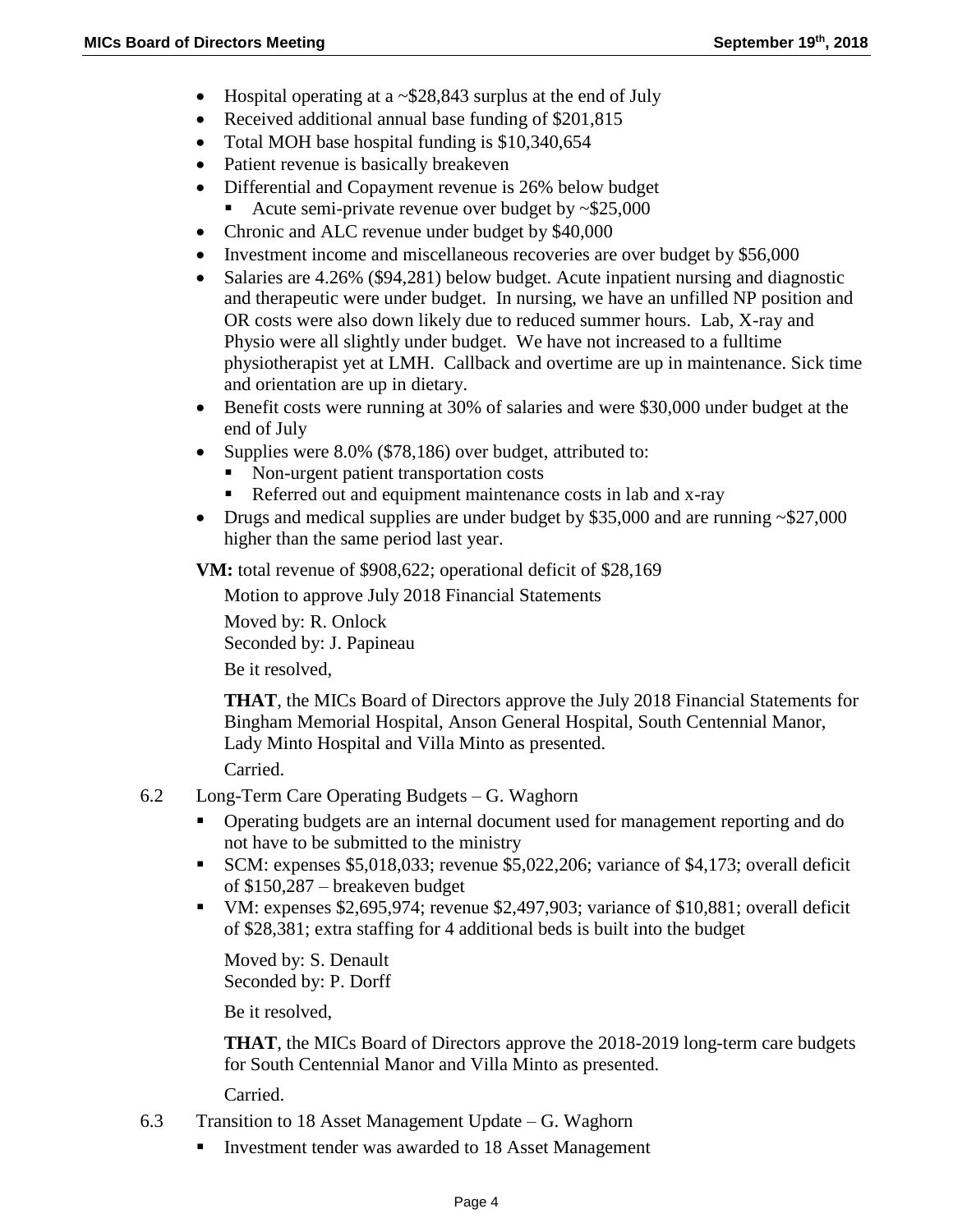- Hospital operating at a ~$28,843 surplus at the end of July
- Received additional annual base funding of $201,815
- Total MOH base hospital funding is $10,340,654
- Patient revenue is basically breakeven
- Differential and Copayment revenue is 26% below budget
  - Acute semi-private revenue over budget by ~$25,000
- Chronic and ALC revenue under budget by $40,000
- Investment income and miscellaneous recoveries are over budget by $56,000
- Salaries are 4.26% ($94,281) below budget. Acute inpatient nursing and diagnostic and therapeutic were under budget. In nursing, we have an unfilled NP position and OR costs were also down likely due to reduced summer hours. Lab, X-ray and Physio were all slightly under budget. We have not increased to a fulltime physiotherapist yet at LMH. Callback and overtime are up in maintenance. Sick time and orientation are up in dietary.
- Benefit costs were running at 30% of salaries and were $30,000 under budget at the end of July
- Supplies were 8.0% ($78,186) over budget, attributed to:
  - Non-urgent patient transportation costs
  - Referred out and equipment maintenance costs in lab and x-ray
- Drugs and medical supplies are under budget by $35,000 and are running ~$27,000 higher than the same period last year.

**VM:** total revenue of $908,622; operational deficit of $28,169

Motion to approve July 2018 Financial Statements

Moved by: R. Onlock
Seconded by: J. Papineau

Be it resolved,

**THAT**, the MICs Board of Directors approve the July 2018 Financial Statements for Bingham Memorial Hospital, Anson General Hospital, South Centennial Manor, Lady Minto Hospital and Villa Minto as presented.

Carried.

6.2 Long-Term Care Operating Budgets – G. Waghorn

- Operating budgets are an internal document used for management reporting and do not have to be submitted to the ministry
- SCM: expenses $5,018,033; revenue $5,022,206; variance of $4,173; overall deficit of $150,287 – breakeven budget
- VM: expenses $2,695,974; revenue $2,497,903; variance of $10,881; overall deficit of $28,381; extra staffing for 4 additional beds is built into the budget

Moved by: S. Denault
Seconded by: P. Dorff

Be it resolved,

**THAT**, the MICs Board of Directors approve the 2018-2019 long-term care budgets for South Centennial Manor and Villa Minto as presented.

Carried.

6.3 Transition to 18 Asset Management Update – G. Waghorn

- Investment tender was awarded to 18 Asset Management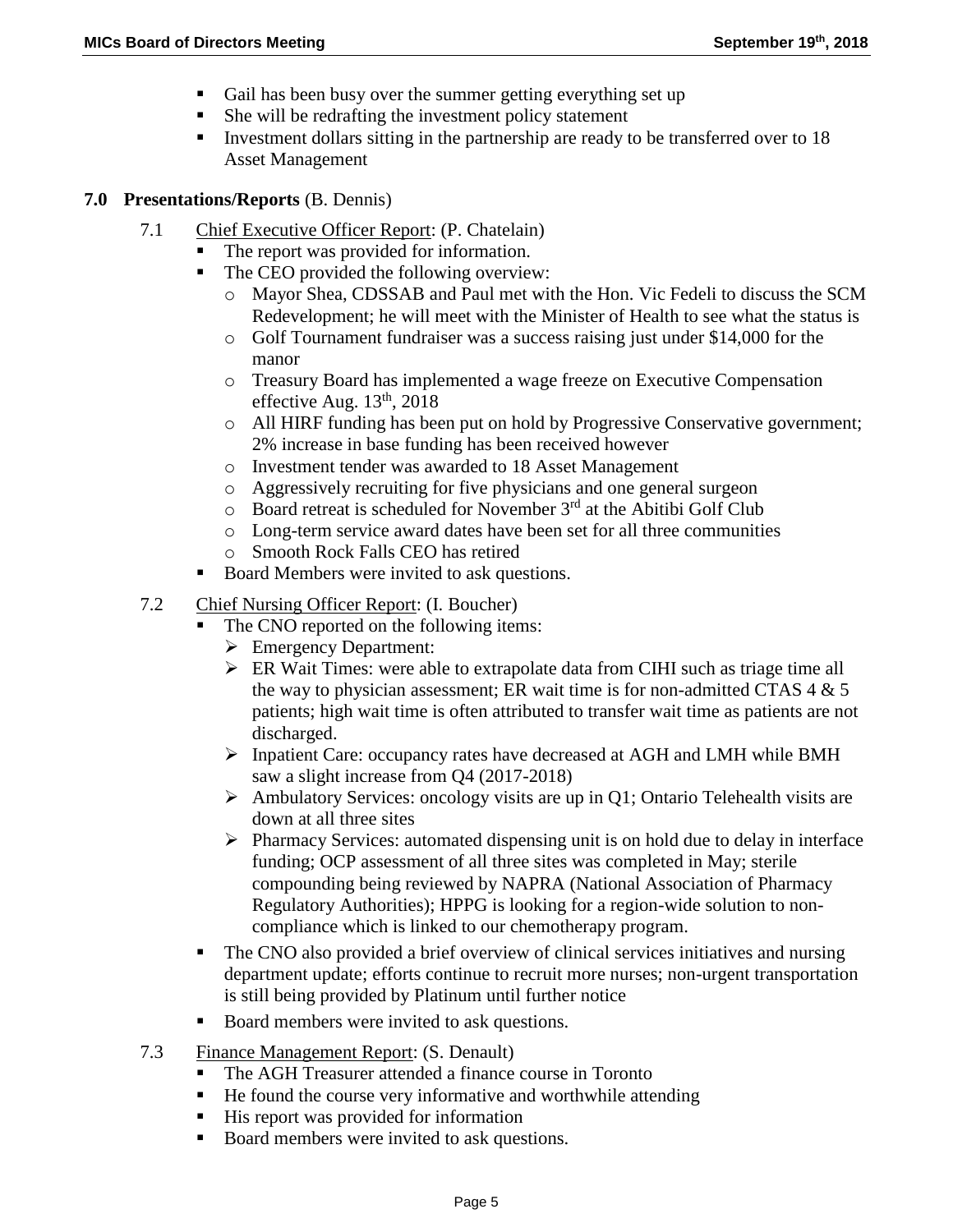- Gail has been busy over the summer getting everything set up
- She will be redrafting the investment policy statement
- Investment dollars sitting in the partnership are ready to be transferred over to 18 Asset Management

**7.0 Presentations/Reports** (B. Dennis)

7.1 Chief Executive Officer Report: (P. Chatelain)

- The report was provided for information.
- The CEO provided the following overview:
  - Mayor Shea, CDSSAB and Paul met with the Hon. Vic Fedeli to discuss the SCM Redevelopment; he will meet with the Minister of Health to see what the status is
  - Golf Tournament fundraiser was a success raising just under $14,000 for the manor
  - Treasury Board has implemented a wage freeze on Executive Compensation effective Aug. 13th, 2018
  - All HIRF funding has been put on hold by Progressive Conservative government; 2% increase in base funding has been received however
  - Investment tender was awarded to 18 Asset Management
  - Aggressively recruiting for five physicians and one general surgeon
  - Board retreat is scheduled for November 3rd at the Abitibi Golf Club
  - Long-term service award dates have been set for all three communities
  - Smooth Rock Falls CEO has retired
- Board Members were invited to ask questions.

7.2 Chief Nursing Officer Report: (I. Boucher)

- The CNO reported on the following items:
  - Emergency Department:
  - ER Wait Times: were able to extrapolate data from CIHI such as triage time all the way to physician assessment; ER wait time is for non-admitted CTAS 4 & 5 patients; high wait time is often attributed to transfer wait time as patients are not discharged.
  - Inpatient Care: occupancy rates have decreased at AGH and LMH while BMH saw a slight increase from Q4 (2017-2018)
  - Ambulatory Services: oncology visits are up in Q1; Ontario Telehealth visits are down at all three sites
  - Pharmacy Services: automated dispensing unit is on hold due to delay in interface funding; OCP assessment of all three sites was completed in May; sterile compounding being reviewed by NAPRA (National Association of Pharmacy Regulatory Authorities); HPPG is looking for a region-wide solution to non-compliance which is linked to our chemotherapy program.
- The CNO also provided a brief overview of clinical services initiatives and nursing department update; efforts continue to recruit more nurses; non-urgent transportation is still being provided by Platinum until further notice
- Board members were invited to ask questions.

7.3 Finance Management Report: (S. Denault)

- The AGH Treasurer attended a finance course in Toronto
- He found the course very informative and worthwhile attending
- His report was provided for information
- Board members were invited to ask questions.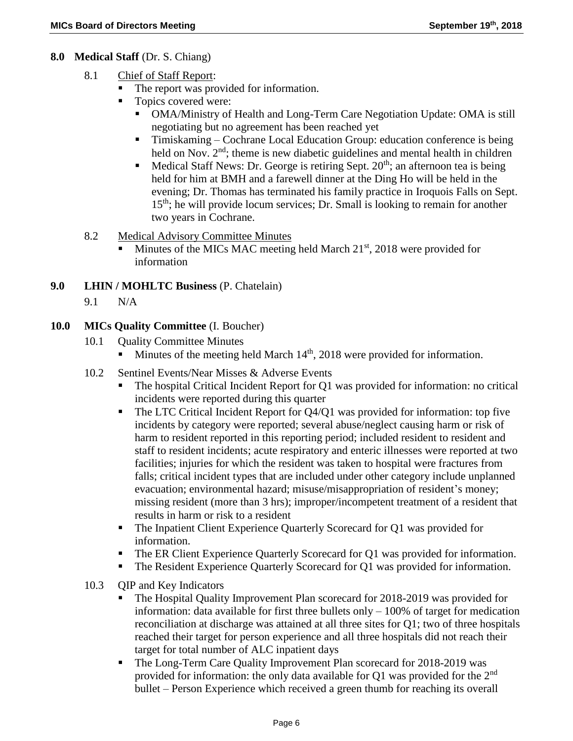## 8.0 Medical Staff (Dr. S. Chiang)

8.1 Chief of Staff Report:

- The report was provided for information.
- Topics covered were:
  - OMA/Ministry of Health and Long-Term Care Negotiation Update: OMA is still negotiating but no agreement has been reached yet
  - Timiskaming – Cochrane Local Education Group: education conference is being held on Nov. 2nd; theme is new diabetic guidelines and mental health in children
  - Medical Staff News: Dr. George is retiring Sept. 20th; an afternoon tea is being held for him at BMH and a farewell dinner at the Ding Ho will be held in the evening; Dr. Thomas has terminated his family practice in Iroquois Falls on Sept. 15th; he will provide locum services; Dr. Small is looking to remain for another two years in Cochrane.

8.2 Medical Advisory Committee Minutes

- Minutes of the MICs MAC meeting held March 21st, 2018 were provided for information

## 9.0 LHIN / MOHLTC Business (P. Chatelain)

9.1 N/A

## 10.0 MICs Quality Committee (I. Boucher)

10.1 Quality Committee Minutes

- Minutes of the meeting held March 14th, 2018 were provided for information.

10.2 Sentinel Events/Near Misses & Adverse Events

- The hospital Critical Incident Report for Q1 was provided for information: no critical incidents were reported during this quarter
- The LTC Critical Incident Report for Q4/Q1 was provided for information: top five incidents by category were reported; several abuse/neglect causing harm or risk of harm to resident reported in this reporting period; included resident to resident and staff to resident incidents; acute respiratory and enteric illnesses were reported at two facilities; injuries for which the resident was taken to hospital were fractures from falls; critical incident types that are included under other category include unplanned evacuation; environmental hazard; misuse/misappropriation of resident's money; missing resident (more than 3 hrs); improper/incompetent treatment of a resident that results in harm or risk to a resident
- The Inpatient Client Experience Quarterly Scorecard for Q1 was provided for information.
- The ER Client Experience Quarterly Scorecard for Q1 was provided for information.
- The Resident Experience Quarterly Scorecard for Q1 was provided for information.

10.3 QIP and Key Indicators

- The Hospital Quality Improvement Plan scorecard for 2018-2019 was provided for information: data available for first three bullets only – 100% of target for medication reconciliation at discharge was attained at all three sites for Q1; two of three hospitals reached their target for person experience and all three hospitals did not reach their target for total number of ALC inpatient days
- The Long-Term Care Quality Improvement Plan scorecard for 2018-2019 was provided for information: the only data available for Q1 was provided for the 2nd bullet – Person Experience which received a green thumb for reaching its overall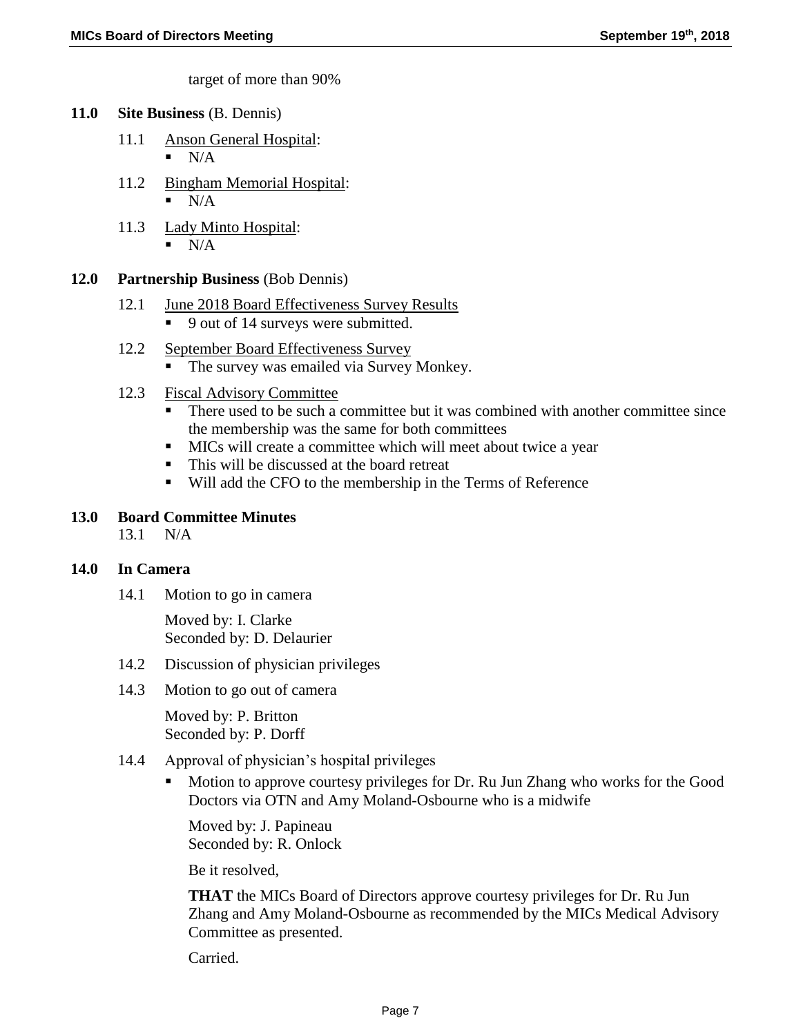target of more than 90%

## 11.0 Site Business (B. Dennis)

11.1 Anson General Hospital:

- N/A

11.2 Bingham Memorial Hospital:

- N/A

11.3 Lady Minto Hospital:

- N/A

## 12.0 Partnership Business (Bob Dennis)

12.1 June 2018 Board Effectiveness Survey Results

- 9 out of 14 surveys were submitted.

12.2 September Board Effectiveness Survey

- The survey was emailed via Survey Monkey.

12.3 Fiscal Advisory Committee

- There used to be such a committee but it was combined with another committee since the membership was the same for both committees
- MICs will create a committee which will meet about twice a year
- This will be discussed at the board retreat
- Will add the CFO to the membership in the Terms of Reference

## 13.0 Board Committee Minutes

13.1 N/A

## 14.0 In Camera

14.1 Motion to go in camera

Moved by: I. Clarke
Seconded by: D. Delaurier

14.2 Discussion of physician privileges

14.3 Motion to go out of camera

Moved by: P. Britton
Seconded by: P. Dorff

14.4 Approval of physician's hospital privileges

- Motion to approve courtesy privileges for Dr. Ru Jun Zhang who works for the Good Doctors via OTN and Amy Moland-Osbourne who is a midwife

  Moved by: J. Papineau
  Seconded by: R. Onlock

  Be it resolved,

  **THAT** the MICs Board of Directors approve courtesy privileges for Dr. Ru Jun Zhang and Amy Moland-Osbourne as recommended by the MICs Medical Advisory Committee as presented.

  Carried.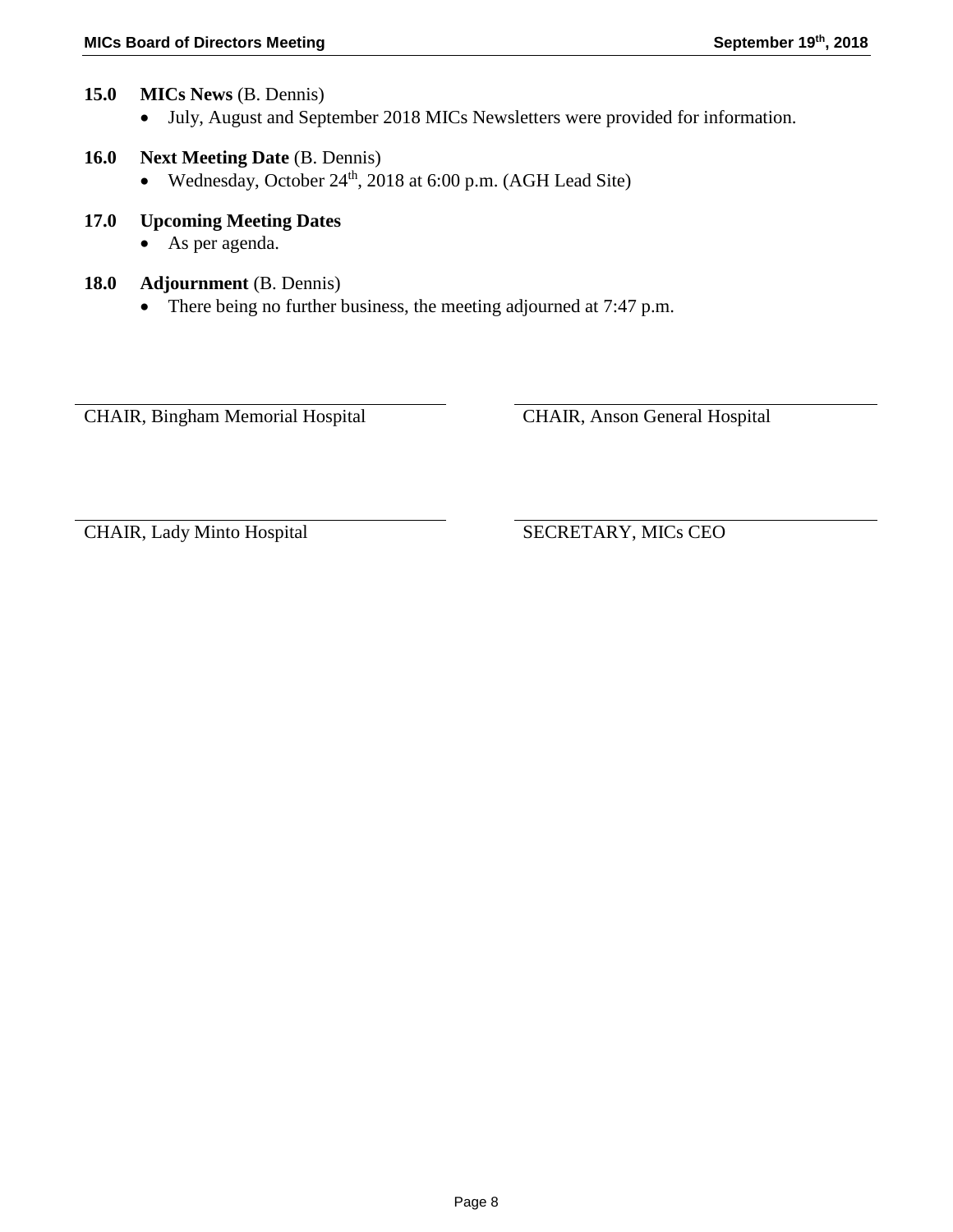**15.0 MICs News** (B. Dennis)

- July, August and September 2018 MICs Newsletters were provided for information.

**16.0 Next Meeting Date** (B. Dennis)

- Wednesday, October 24th, 2018 at 6:00 p.m. (AGH Lead Site)

**17.0 Upcoming Meeting Dates**

- As per agenda.

**18.0 Adjournment** (B. Dennis)

- There being no further business, the meeting adjourned at 7:47 p.m.

| | |
|---|---|
| CHAIR, Bingham Memorial Hospital | CHAIR, Anson General Hospital |
| CHAIR, Lady Minto Hospital | SECRETARY, MICs CEO |